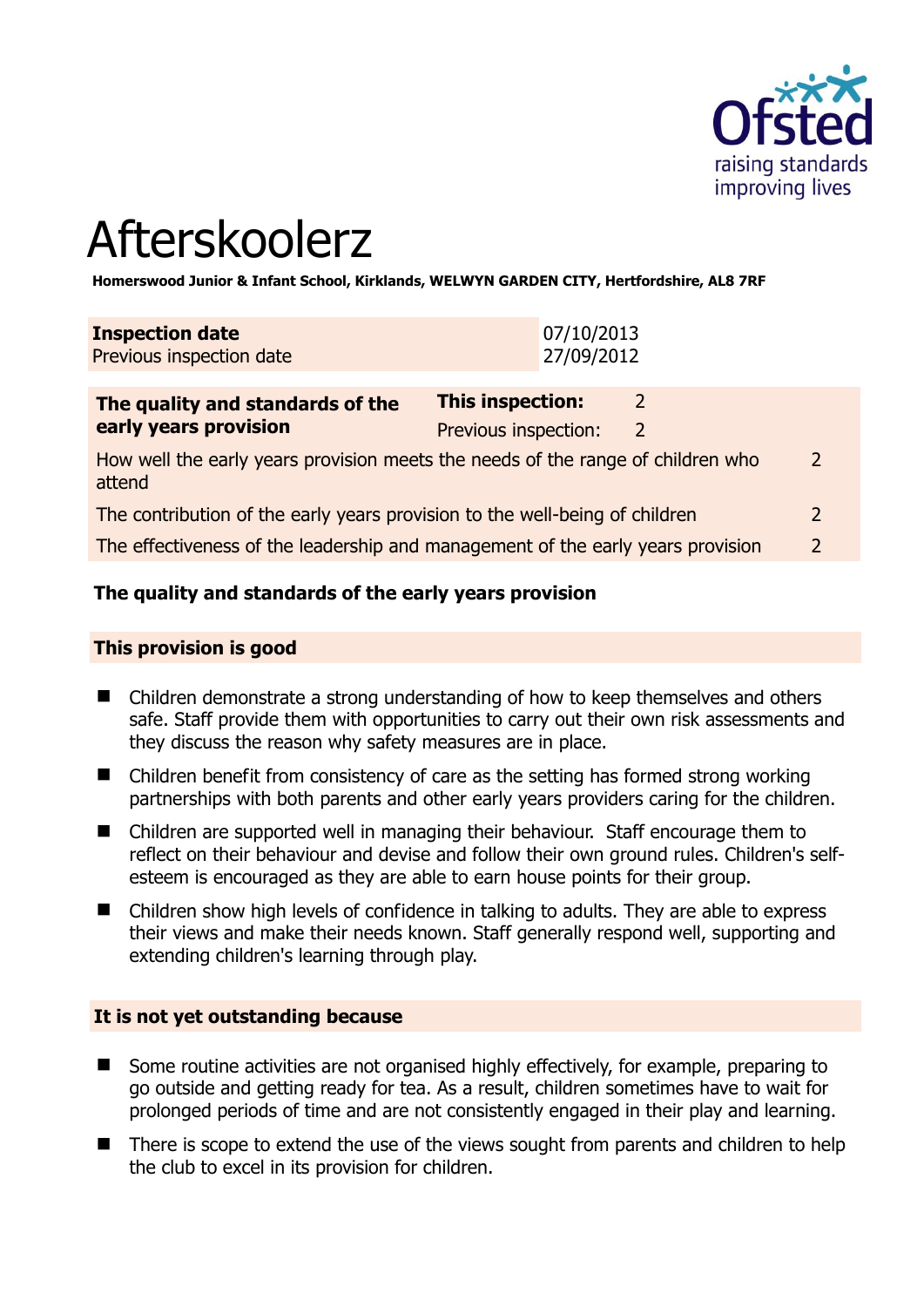# Afterskoolerz

**Homerswood Junior & Infant School, Kirklands, WELWYN GARDEN CITY, Hertfordshire, AL8 7RF**

| | |
|---|---|
| **Inspection date** | 07/10/2013 |
| Previous inspection date | 27/09/2012 |

| | | | |
|---|---|---|---|
| **The quality and standards of the early years provision** | **This inspection:** | 2 | |
| | Previous inspection: | 2 | |
| How well the early years provision meets the needs of the range of children who attend | | | 2 |
| The contribution of the early years provision to the well-being of children | | | 2 |
| The effectiveness of the leadership and management of the early years provision | | | 2 |

## The quality and standards of the early years provision

### This provision is good

- Children demonstrate a strong understanding of how to keep themselves and others safe. Staff provide them with opportunities to carry out their own risk assessments and they discuss the reason why safety measures are in place.
- Children benefit from consistency of care as the setting has formed strong working partnerships with both parents and other early years providers caring for the children.
- Children are supported well in managing their behaviour. Staff encourage them to reflect on their behaviour and devise and follow their own ground rules. Children's self-esteem is encouraged as they are able to earn house points for their group.
- Children show high levels of confidence in talking to adults. They are able to express their views and make their needs known. Staff generally respond well, supporting and extending children's learning through play.

### It is not yet outstanding because

- Some routine activities are not organised highly effectively, for example, preparing to go outside and getting ready for tea. As a result, children sometimes have to wait for prolonged periods of time and are not consistently engaged in their play and learning.
- There is scope to extend the use of the views sought from parents and children to help the club to excel in its provision for children.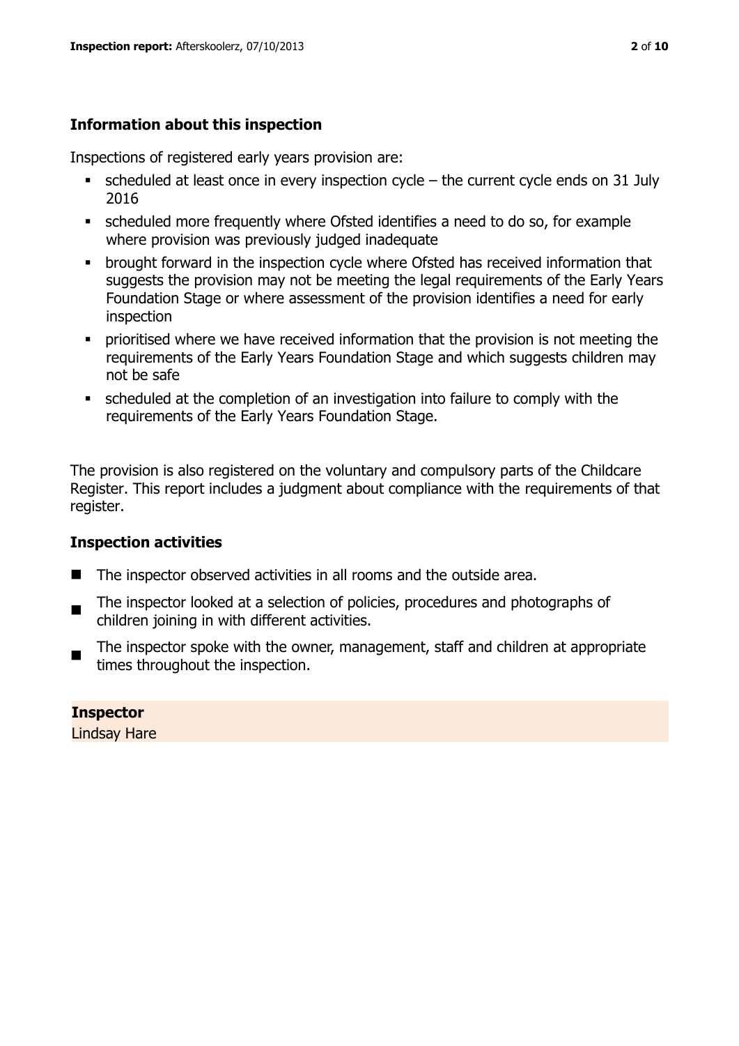### Information about this inspection

Inspections of registered early years provision are:

- scheduled at least once in every inspection cycle – the current cycle ends on 31 July 2016
- scheduled more frequently where Ofsted identifies a need to do so, for example where provision was previously judged inadequate
- brought forward in the inspection cycle where Ofsted has received information that suggests the provision may not be meeting the legal requirements of the Early Years Foundation Stage or where assessment of the provision identifies a need for early inspection
- prioritised where we have received information that the provision is not meeting the requirements of the Early Years Foundation Stage and which suggests children may not be safe
- scheduled at the completion of an investigation into failure to comply with the requirements of the Early Years Foundation Stage.

The provision is also registered on the voluntary and compulsory parts of the Childcare Register. This report includes a judgment about compliance with the requirements of that register.

### Inspection activities

- The inspector observed activities in all rooms and the outside area.
- The inspector looked at a selection of policies, procedures and photographs of children joining in with different activities.
- The inspector spoke with the owner, management, staff and children at appropriate times throughout the inspection.

**Inspector**

Lindsay Hare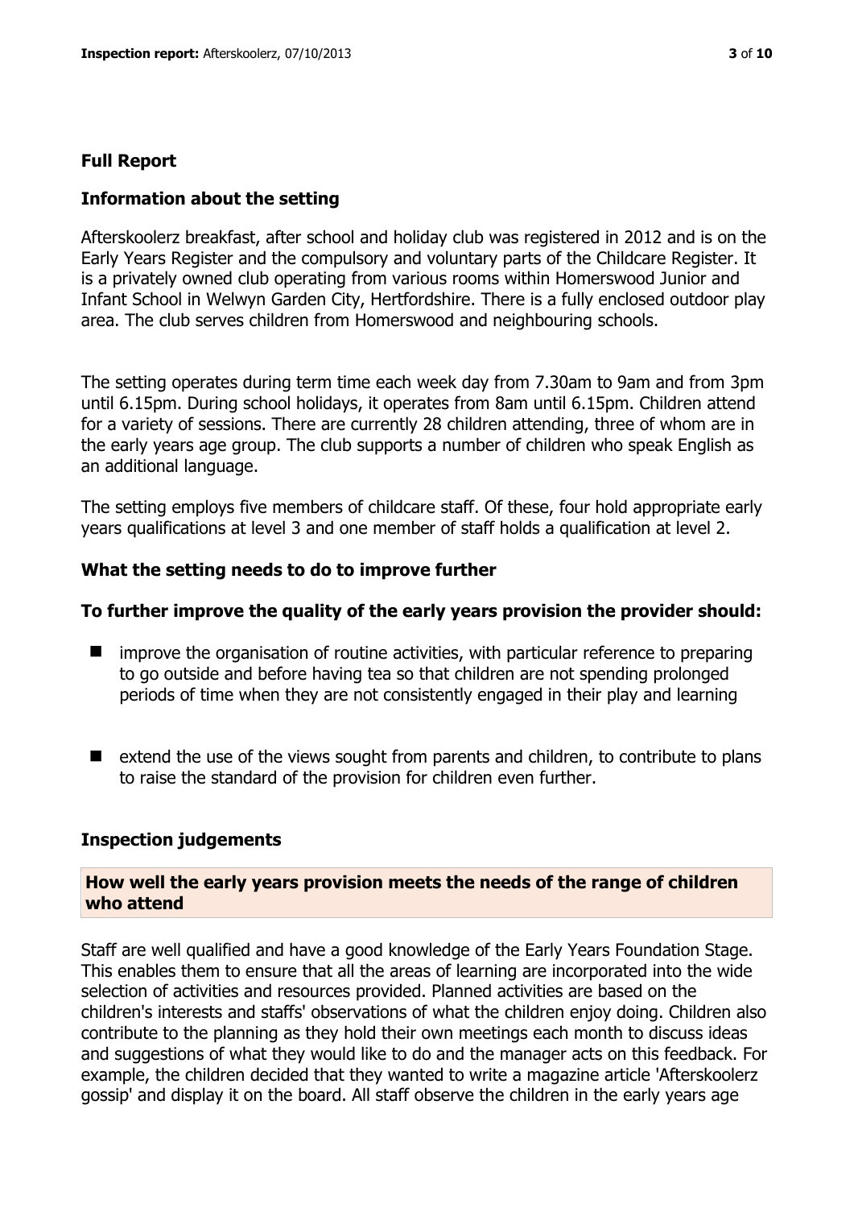## Full Report

### Information about the setting

Afterskoolerz breakfast, after school and holiday club was registered in 2012 and is on the Early Years Register and the compulsory and voluntary parts of the Childcare Register. It is a privately owned club operating from various rooms within Homerswood Junior and Infant School in Welwyn Garden City, Hertfordshire. There is a fully enclosed outdoor play area. The club serves children from Homerswood and neighbouring schools.

The setting operates during term time each week day from 7.30am to 9am and from 3pm until 6.15pm. During school holidays, it operates from 8am until 6.15pm. Children attend for a variety of sessions. There are currently 28 children attending, three of whom are in the early years age group. The club supports a number of children who speak English as an additional language.

The setting employs five members of childcare staff. Of these, four hold appropriate early years qualifications at level 3 and one member of staff holds a qualification at level 2.

### What the setting needs to do to improve further

#### To further improve the quality of the early years provision the provider should:

- improve the organisation of routine activities, with particular reference to preparing to go outside and before having tea so that children are not spending prolonged periods of time when they are not consistently engaged in their play and learning
- extend the use of the views sought from parents and children, to contribute to plans to raise the standard of the provision for children even further.

### Inspection judgements

#### How well the early years provision meets the needs of the range of children who attend

Staff are well qualified and have a good knowledge of the Early Years Foundation Stage. This enables them to ensure that all the areas of learning are incorporated into the wide selection of activities and resources provided. Planned activities are based on the children's interests and staffs' observations of what the children enjoy doing. Children also contribute to the planning as they hold their own meetings each month to discuss ideas and suggestions of what they would like to do and the manager acts on this feedback. For example, the children decided that they wanted to write a magazine article 'Afterskoolerz gossip' and display it on the board. All staff observe the children in the early years age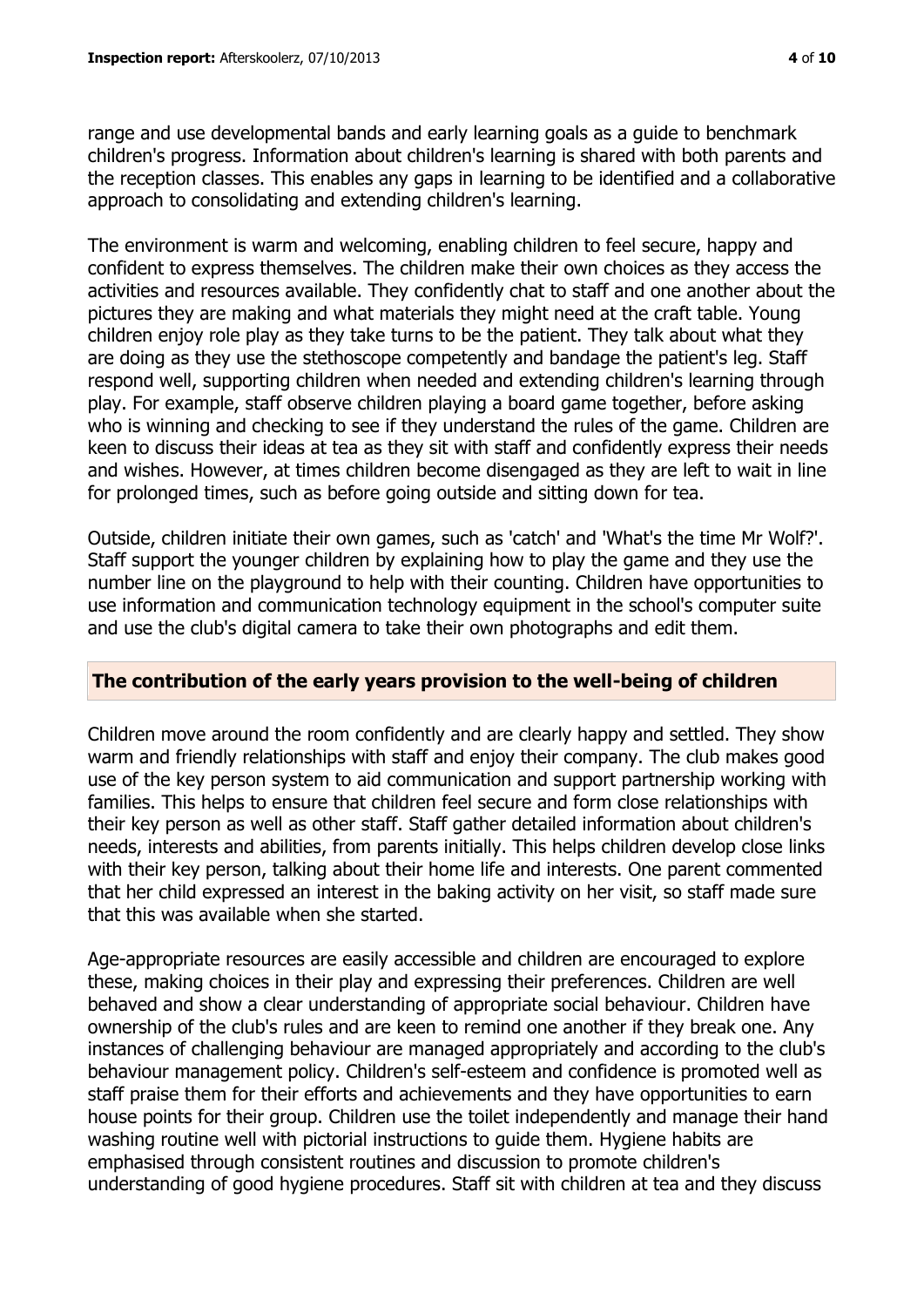range and use developmental bands and early learning goals as a guide to benchmark children's progress. Information about children's learning is shared with both parents and the reception classes. This enables any gaps in learning to be identified and a collaborative approach to consolidating and extending children's learning.

The environment is warm and welcoming, enabling children to feel secure, happy and confident to express themselves. The children make their own choices as they access the activities and resources available. They confidently chat to staff and one another about the pictures they are making and what materials they might need at the craft table. Young children enjoy role play as they take turns to be the patient. They talk about what they are doing as they use the stethoscope competently and bandage the patient's leg. Staff respond well, supporting children when needed and extending children's learning through play. For example, staff observe children playing a board game together, before asking who is winning and checking to see if they understand the rules of the game. Children are keen to discuss their ideas at tea as they sit with staff and confidently express their needs and wishes. However, at times children become disengaged as they are left to wait in line for prolonged times, such as before going outside and sitting down for tea.

Outside, children initiate their own games, such as 'catch' and 'What's the time Mr Wolf?'. Staff support the younger children by explaining how to play the game and they use the number line on the playground to help with their counting. Children have opportunities to use information and communication technology equipment in the school's computer suite and use the club's digital camera to take their own photographs and edit them.

## The contribution of the early years provision to the well-being of children

Children move around the room confidently and are clearly happy and settled. They show warm and friendly relationships with staff and enjoy their company. The club makes good use of the key person system to aid communication and support partnership working with families. This helps to ensure that children feel secure and form close relationships with their key person as well as other staff. Staff gather detailed information about children's needs, interests and abilities, from parents initially. This helps children develop close links with their key person, talking about their home life and interests. One parent commented that her child expressed an interest in the baking activity on her visit, so staff made sure that this was available when she started.

Age-appropriate resources are easily accessible and children are encouraged to explore these, making choices in their play and expressing their preferences. Children are well behaved and show a clear understanding of appropriate social behaviour. Children have ownership of the club's rules and are keen to remind one another if they break one. Any instances of challenging behaviour are managed appropriately and according to the club's behaviour management policy. Children's self-esteem and confidence is promoted well as staff praise them for their efforts and achievements and they have opportunities to earn house points for their group. Children use the toilet independently and manage their hand washing routine well with pictorial instructions to guide them. Hygiene habits are emphasised through consistent routines and discussion to promote children's understanding of good hygiene procedures. Staff sit with children at tea and they discuss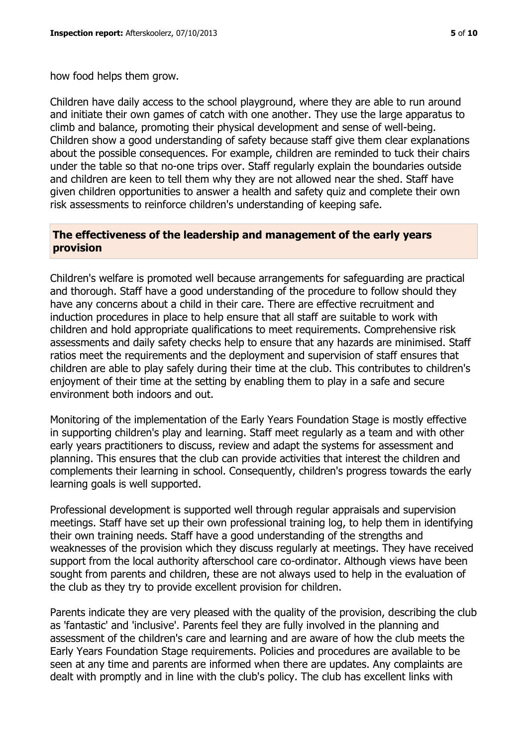how food helps them grow.

Children have daily access to the school playground, where they are able to run around and initiate their own games of catch with one another. They use the large apparatus to climb and balance, promoting their physical development and sense of well-being. Children show a good understanding of safety because staff give them clear explanations about the possible consequences. For example, children are reminded to tuck their chairs under the table so that no-one trips over. Staff regularly explain the boundaries outside and children are keen to tell them why they are not allowed near the shed. Staff have given children opportunities to answer a health and safety quiz and complete their own risk assessments to reinforce children's understanding of keeping safe.

## The effectiveness of the leadership and management of the early years provision

Children's welfare is promoted well because arrangements for safeguarding are practical and thorough. Staff have a good understanding of the procedure to follow should they have any concerns about a child in their care. There are effective recruitment and induction procedures in place to help ensure that all staff are suitable to work with children and hold appropriate qualifications to meet requirements. Comprehensive risk assessments and daily safety checks help to ensure that any hazards are minimised. Staff ratios meet the requirements and the deployment and supervision of staff ensures that children are able to play safely during their time at the club. This contributes to children's enjoyment of their time at the setting by enabling them to play in a safe and secure environment both indoors and out.

Monitoring of the implementation of the Early Years Foundation Stage is mostly effective in supporting children's play and learning. Staff meet regularly as a team and with other early years practitioners to discuss, review and adapt the systems for assessment and planning. This ensures that the club can provide activities that interest the children and complements their learning in school. Consequently, children's progress towards the early learning goals is well supported.

Professional development is supported well through regular appraisals and supervision meetings. Staff have set up their own professional training log, to help them in identifying their own training needs. Staff have a good understanding of the strengths and weaknesses of the provision which they discuss regularly at meetings. They have received support from the local authority afterschool care co-ordinator. Although views have been sought from parents and children, these are not always used to help in the evaluation of the club as they try to provide excellent provision for children.

Parents indicate they are very pleased with the quality of the provision, describing the club as 'fantastic' and 'inclusive'. Parents feel they are fully involved in the planning and assessment of the children's care and learning and are aware of how the club meets the Early Years Foundation Stage requirements. Policies and procedures are available to be seen at any time and parents are informed when there are updates. Any complaints are dealt with promptly and in line with the club's policy. The club has excellent links with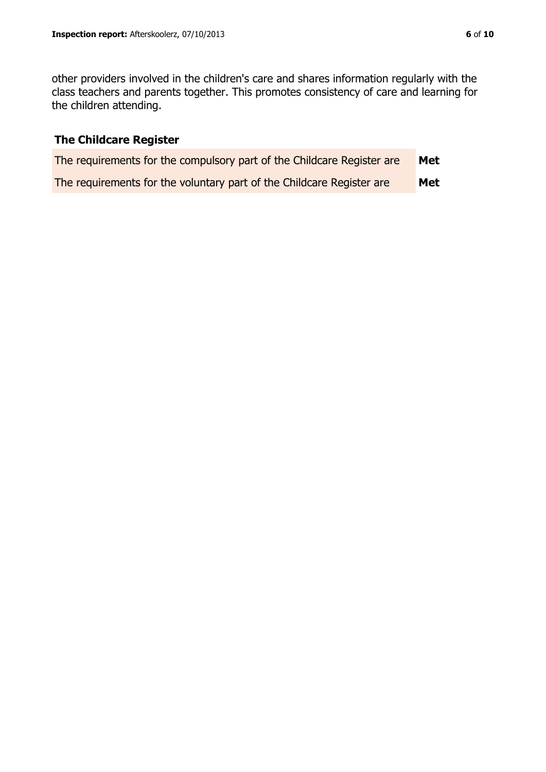other providers involved in the children's care and shares information regularly with the class teachers and parents together. This promotes consistency of care and learning for the children attending.

### The Childcare Register

| | |
|---|---|
| The requirements for the compulsory part of the Childcare Register are | **Met** |
| The requirements for the voluntary part of the Childcare Register are | **Met** |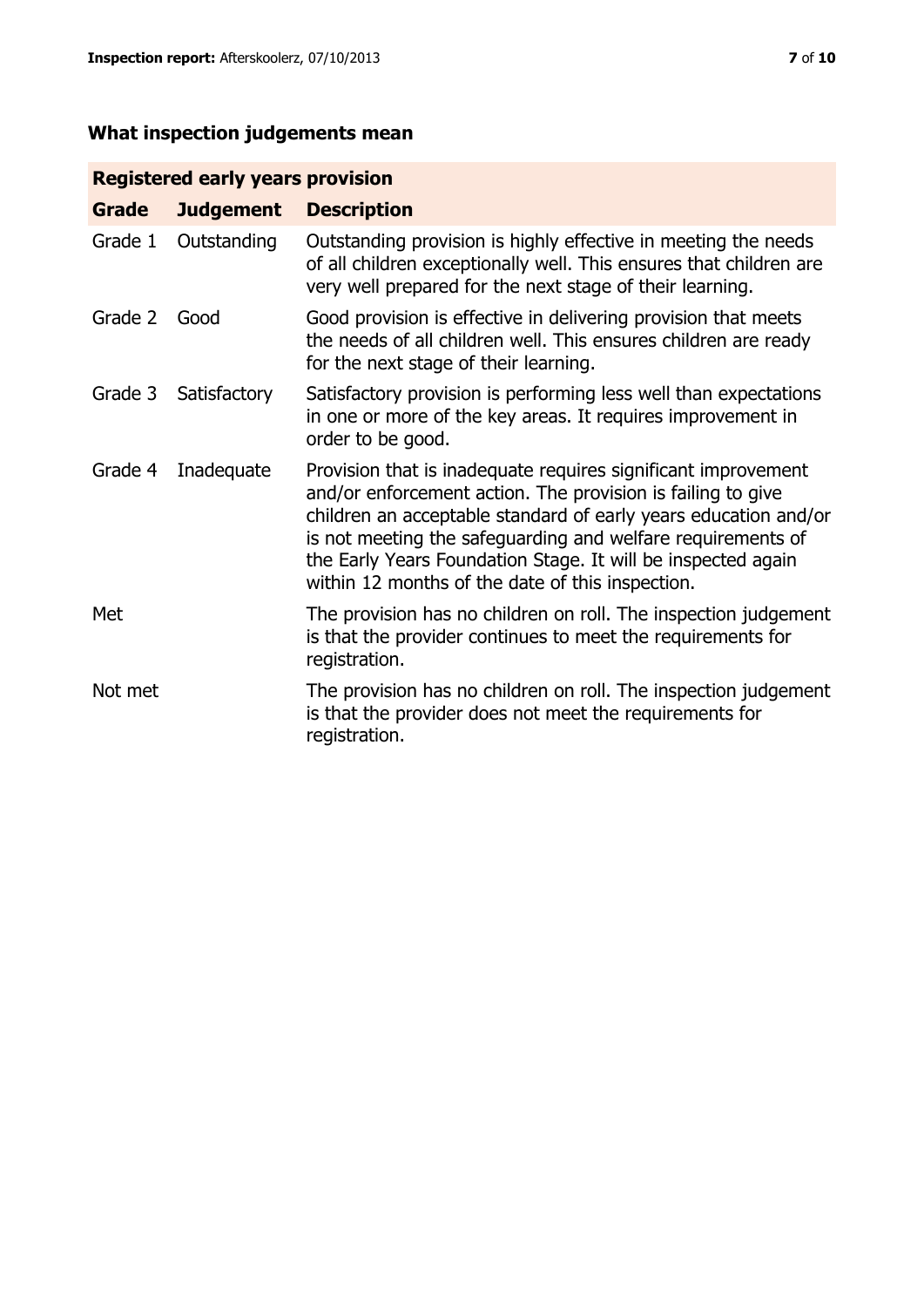## What inspection judgements mean

| Registered early years provision | | |
|---|---|---|
| **Grade** | **Judgement** | **Description** |
| Grade 1 | Outstanding | Outstanding provision is highly effective in meeting the needs of all children exceptionally well. This ensures that children are very well prepared for the next stage of their learning. |
| Grade 2 | Good | Good provision is effective in delivering provision that meets the needs of all children well. This ensures children are ready for the next stage of their learning. |
| Grade 3 | Satisfactory | Satisfactory provision is performing less well than expectations in one or more of the key areas. It requires improvement in order to be good. |
| Grade 4 | Inadequate | Provision that is inadequate requires significant improvement and/or enforcement action. The provision is failing to give children an acceptable standard of early years education and/or is not meeting the safeguarding and welfare requirements of the Early Years Foundation Stage. It will be inspected again within 12 months of the date of this inspection. |
| Met | | The provision has no children on roll. The inspection judgement is that the provider continues to meet the requirements for registration. |
| Not met | | The provision has no children on roll. The inspection judgement is that the provider does not meet the requirements for registration. |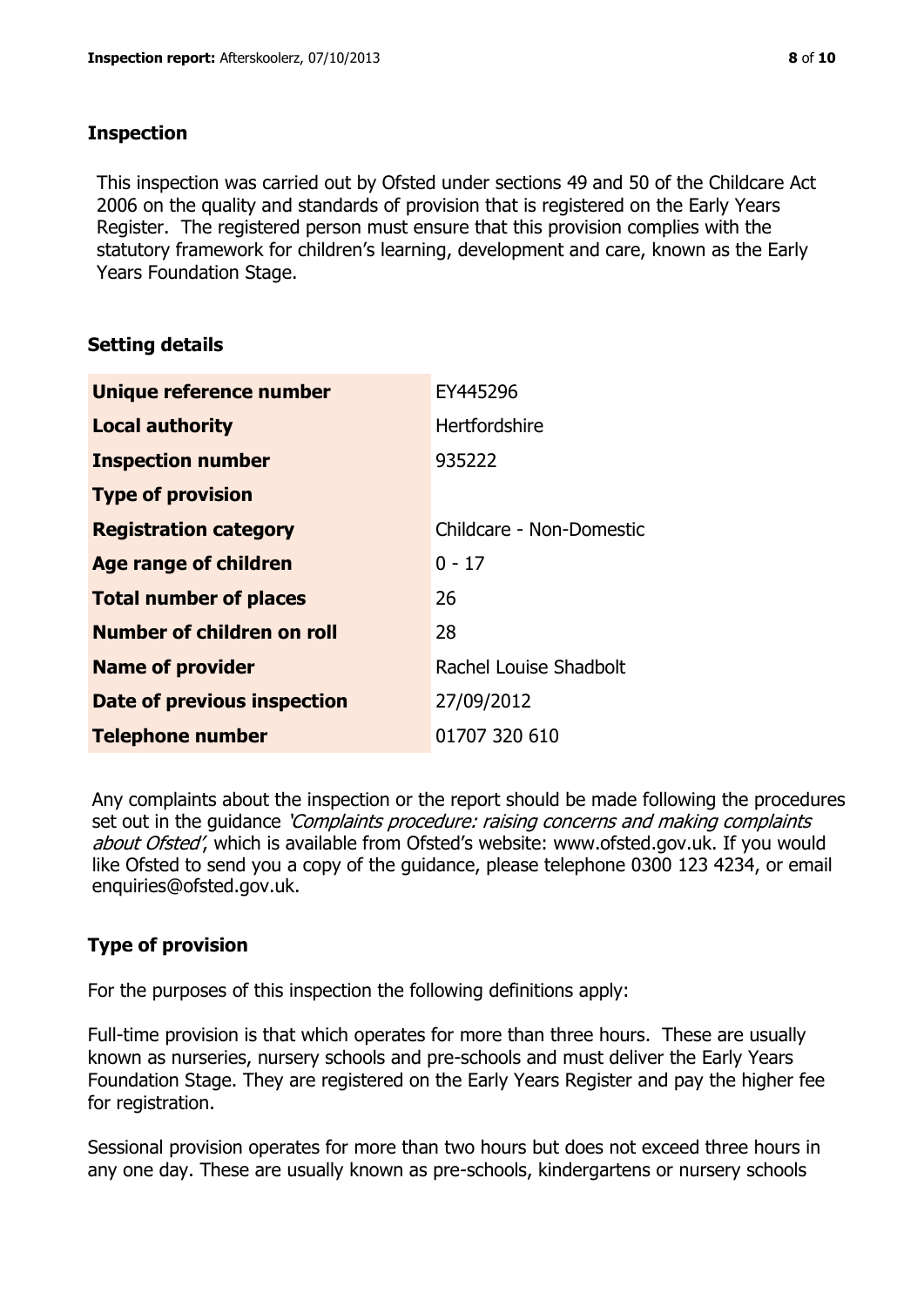## Inspection

This inspection was carried out by Ofsted under sections 49 and 50 of the Childcare Act 2006 on the quality and standards of provision that is registered on the Early Years Register. The registered person must ensure that this provision complies with the statutory framework for children's learning, development and care, known as the Early Years Foundation Stage.

## Setting details

| | |
|---|---|
| **Unique reference number** | EY445296 |
| **Local authority** | Hertfordshire |
| **Inspection number** | 935222 |
| **Type of provision** | |
| **Registration category** | Childcare - Non-Domestic |
| **Age range of children** | 0 - 17 |
| **Total number of places** | 26 |
| **Number of children on roll** | 28 |
| **Name of provider** | Rachel Louise Shadbolt |
| **Date of previous inspection** | 27/09/2012 |
| **Telephone number** | 01707 320 610 |

Any complaints about the inspection or the report should be made following the procedures set out in the guidance *'Complaints procedure: raising concerns and making complaints about Ofsted'*, which is available from Ofsted's website: www.ofsted.gov.uk. If you would like Ofsted to send you a copy of the guidance, please telephone 0300 123 4234, or email enquiries@ofsted.gov.uk.

## Type of provision

For the purposes of this inspection the following definitions apply:

Full-time provision is that which operates for more than three hours. These are usually known as nurseries, nursery schools and pre-schools and must deliver the Early Years Foundation Stage. They are registered on the Early Years Register and pay the higher fee for registration.

Sessional provision operates for more than two hours but does not exceed three hours in any one day. These are usually known as pre-schools, kindergartens or nursery schools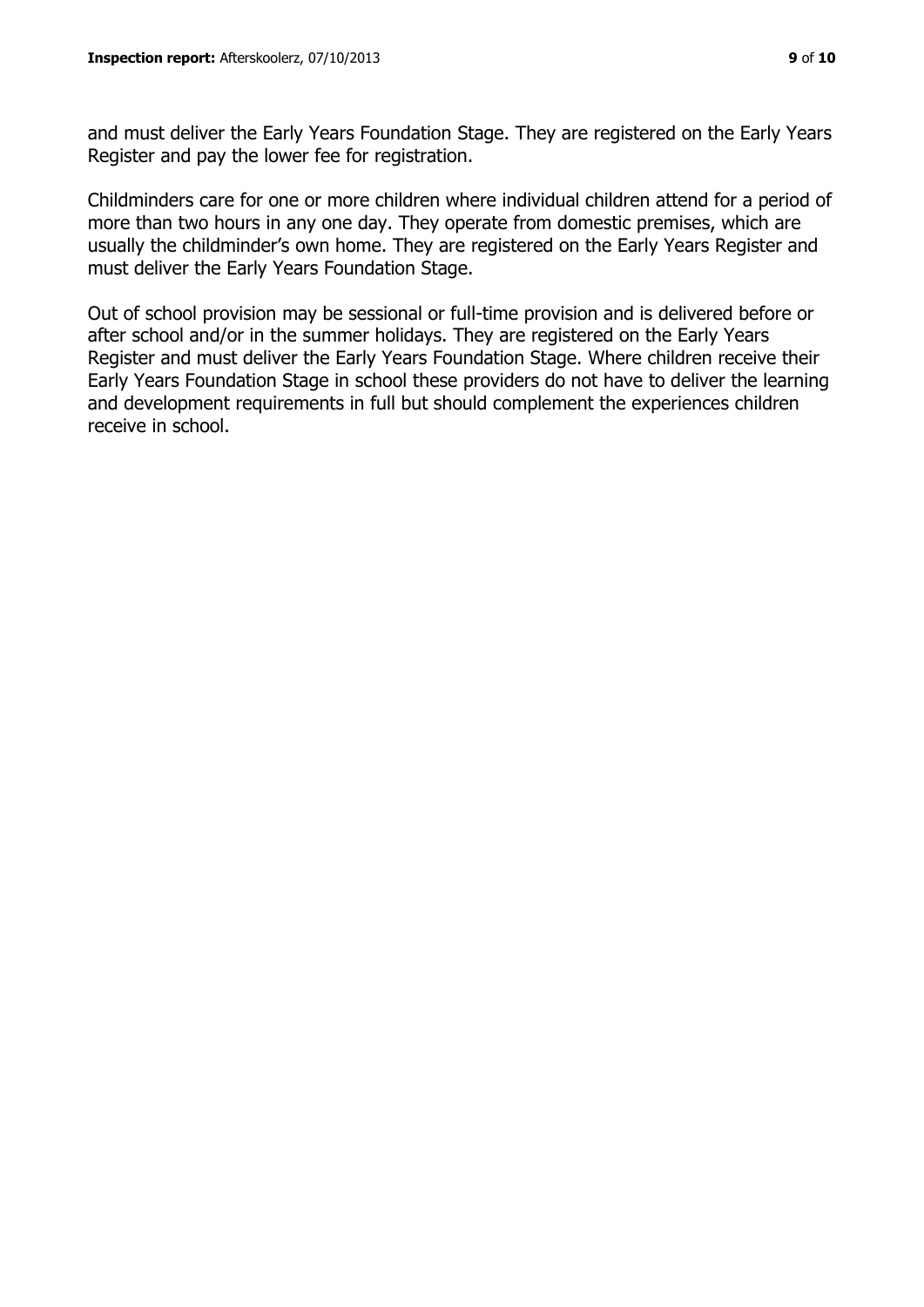and must deliver the Early Years Foundation Stage. They are registered on the Early Years Register and pay the lower fee for registration.

Childminders care for one or more children where individual children attend for a period of more than two hours in any one day. They operate from domestic premises, which are usually the childminder's own home. They are registered on the Early Years Register and must deliver the Early Years Foundation Stage.

Out of school provision may be sessional or full-time provision and is delivered before or after school and/or in the summer holidays. They are registered on the Early Years Register and must deliver the Early Years Foundation Stage. Where children receive their Early Years Foundation Stage in school these providers do not have to deliver the learning and development requirements in full but should complement the experiences children receive in school.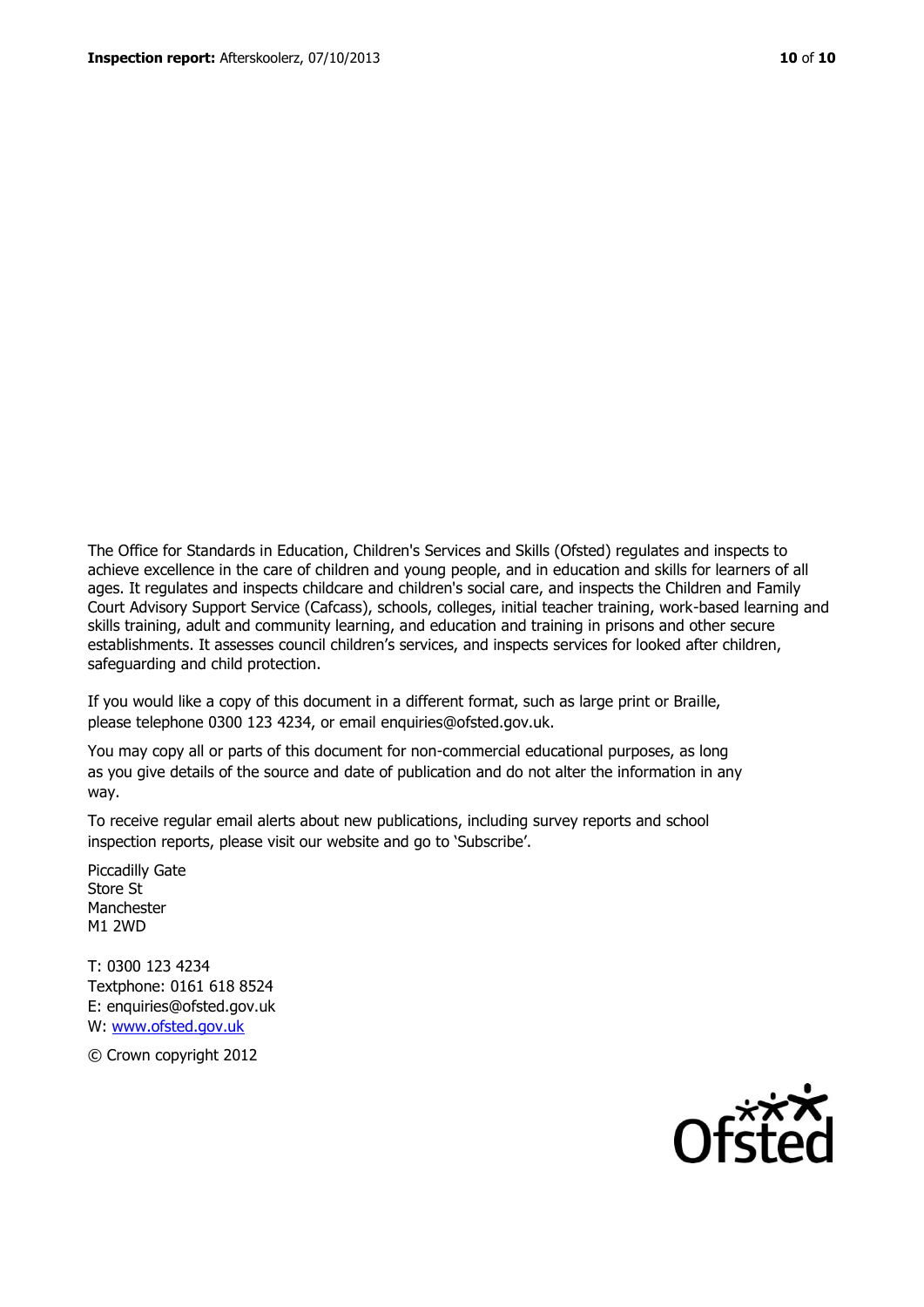The Office for Standards in Education, Children's Services and Skills (Ofsted) regulates and inspects to achieve excellence in the care of children and young people, and in education and skills for learners of all ages. It regulates and inspects childcare and children's social care, and inspects the Children and Family Court Advisory Support Service (Cafcass), schools, colleges, initial teacher training, work-based learning and skills training, adult and community learning, and education and training in prisons and other secure establishments. It assesses council children's services, and inspects services for looked after children, safeguarding and child protection.

If you would like a copy of this document in a different format, such as large print or Braille, please telephone 0300 123 4234, or email enquiries@ofsted.gov.uk.

You may copy all or parts of this document for non-commercial educational purposes, as long as you give details of the source and date of publication and do not alter the information in any way.

To receive regular email alerts about new publications, including survey reports and school inspection reports, please visit our website and go to 'Subscribe'.

Piccadilly Gate
Store St
Manchester
M1 2WD

T: 0300 123 4234
Textphone: 0161 618 8524
E: enquiries@ofsted.gov.uk
W: www.ofsted.gov.uk

© Crown copyright 2012

Ofsted